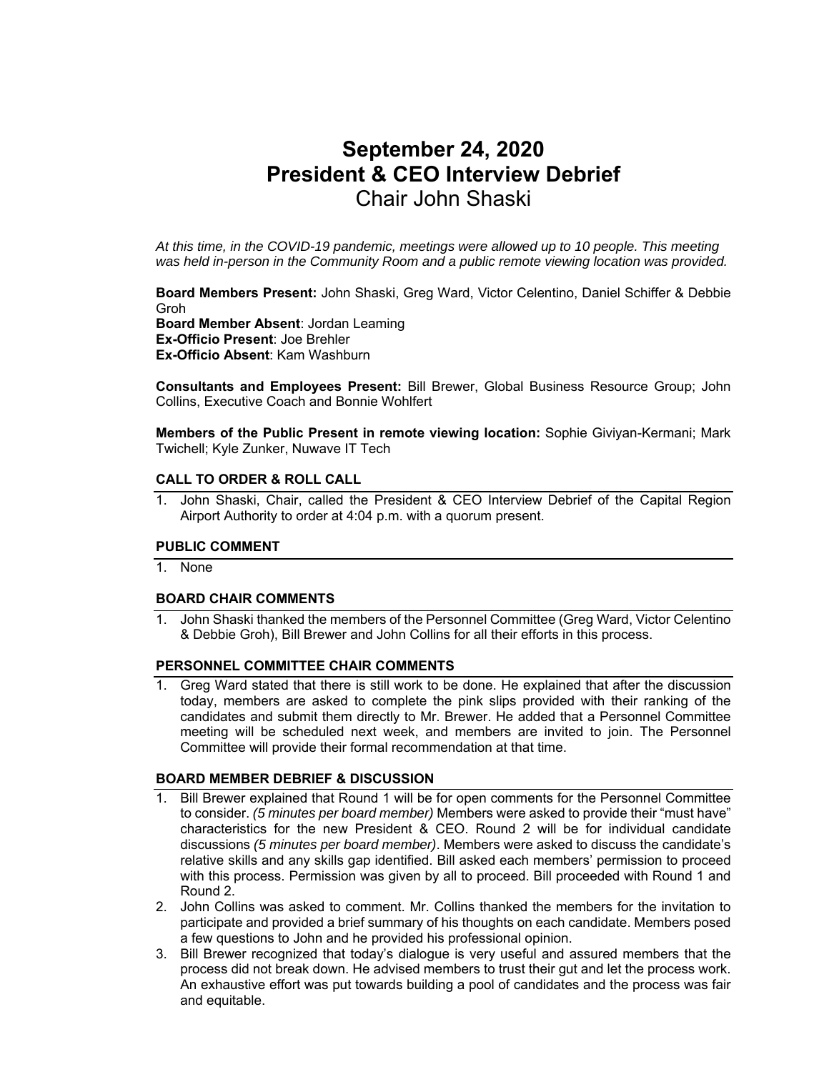# September 24, 2020
# President & CEO Interview Debrief
## Chair John Shaski

*At this time, in the COVID-19 pandemic, meetings were allowed up to 10 people. This meeting was held in-person in the Community Room and a public remote viewing location was provided.*

**Board Members Present:** John Shaski, Greg Ward, Victor Celentino, Daniel Schiffer & Debbie Groh
**Board Member Absent**: Jordan Leaming
**Ex-Officio Present**: Joe Brehler
**Ex-Officio Absent**: Kam Washburn

**Consultants and Employees Present:** Bill Brewer, Global Business Resource Group; John Collins, Executive Coach and Bonnie Wohlfert

**Members of the Public Present in remote viewing location:** Sophie Giviyan-Kermani; Mark Twichell; Kyle Zunker, Nuwave IT Tech

### CALL TO ORDER & ROLL CALL

1. John Shaski, Chair, called the President & CEO Interview Debrief of the Capital Region Airport Authority to order at 4:04 p.m. with a quorum present.

### PUBLIC COMMENT

1. None

### BOARD CHAIR COMMENTS

1. John Shaski thanked the members of the Personnel Committee (Greg Ward, Victor Celentino & Debbie Groh), Bill Brewer and John Collins for all their efforts in this process.

### PERSONNEL COMMITTEE CHAIR COMMENTS

1. Greg Ward stated that there is still work to be done. He explained that after the discussion today, members are asked to complete the pink slips provided with their ranking of the candidates and submit them directly to Mr. Brewer. He added that a Personnel Committee meeting will be scheduled next week, and members are invited to join. The Personnel Committee will provide their formal recommendation at that time.

### BOARD MEMBER DEBRIEF & DISCUSSION

1. Bill Brewer explained that Round 1 will be for open comments for the Personnel Committee to consider. *(5 minutes per board member)* Members were asked to provide their "must have" characteristics for the new President & CEO. Round 2 will be for individual candidate discussions *(5 minutes per board member)*. Members were asked to discuss the candidate's relative skills and any skills gap identified. Bill asked each members' permission to proceed with this process. Permission was given by all to proceed. Bill proceeded with Round 1 and Round 2.
2. John Collins was asked to comment. Mr. Collins thanked the members for the invitation to participate and provided a brief summary of his thoughts on each candidate. Members posed a few questions to John and he provided his professional opinion.
3. Bill Brewer recognized that today's dialogue is very useful and assured members that the process did not break down. He advised members to trust their gut and let the process work. An exhaustive effort was put towards building a pool of candidates and the process was fair and equitable.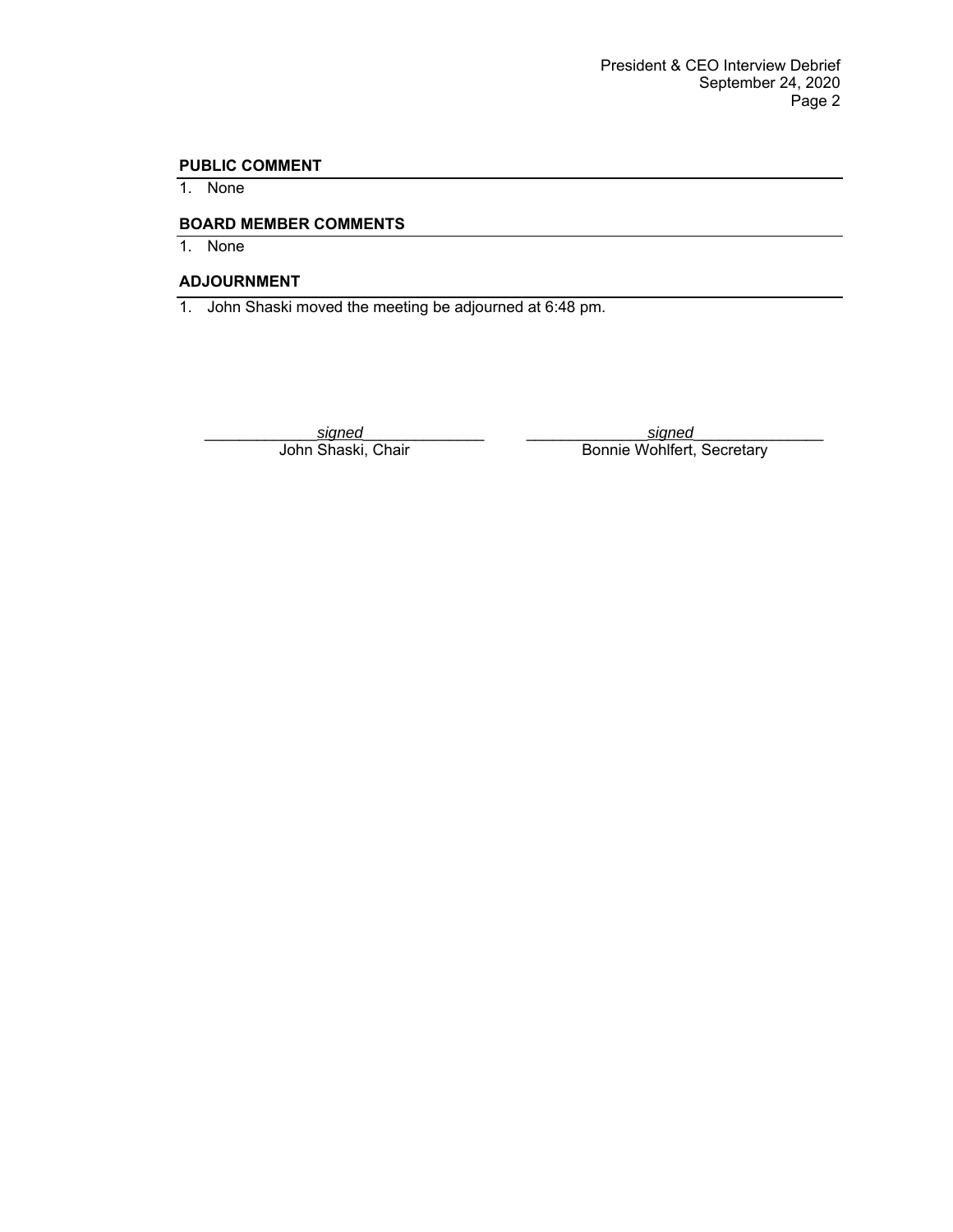**PUBLIC COMMENT**

1. None

**BOARD MEMBER COMMENTS**

1. None

**ADJOURNMENT**

1. John Shaski moved the meeting be adjourned at 6:48 pm.

_signed_
John Shaski, Chair

_signed_
Bonnie Wohlfert, Secretary